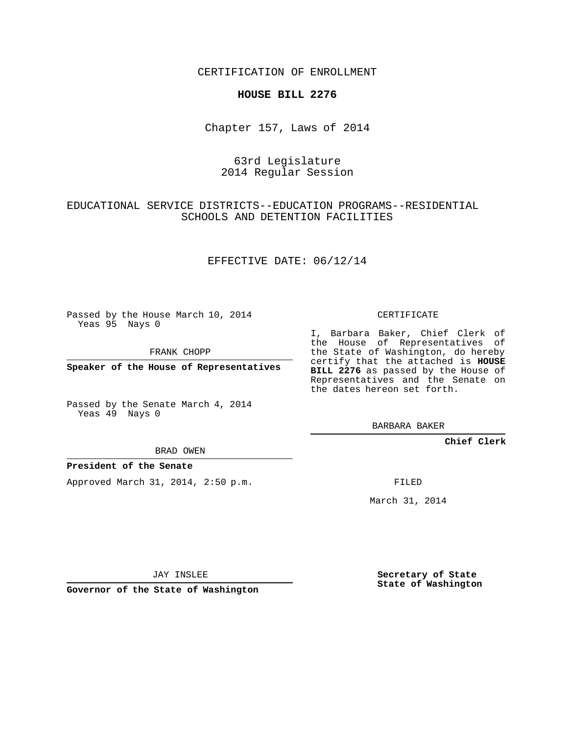CERTIFICATION OF ENROLLMENT

**HOUSE BILL 2276**

Chapter 157, Laws of 2014

63rd Legislature
2014 Regular Session

EDUCATIONAL SERVICE DISTRICTS--EDUCATION PROGRAMS--RESIDENTIAL SCHOOLS AND DETENTION FACILITIES

EFFECTIVE DATE: 06/12/14

Passed by the House March 10, 2014
Yeas 95 Nays 0

FRANK CHOPP

**Speaker of the House of Representatives**

Passed by the Senate March 4, 2014
Yeas 49 Nays 0

BRAD OWEN

**President of the Senate**

Approved March 31, 2014, 2:50 p.m.

JAY INSLEE

**Governor of the State of Washington**

CERTIFICATE

I, Barbara Baker, Chief Clerk of the House of Representatives of the State of Washington, do hereby certify that the attached is **HOUSE BILL 2276** as passed by the House of Representatives and the Senate on the dates hereon set forth.

BARBARA BAKER

**Chief Clerk**

FILED

March 31, 2014

**Secretary of State**
**State of Washington**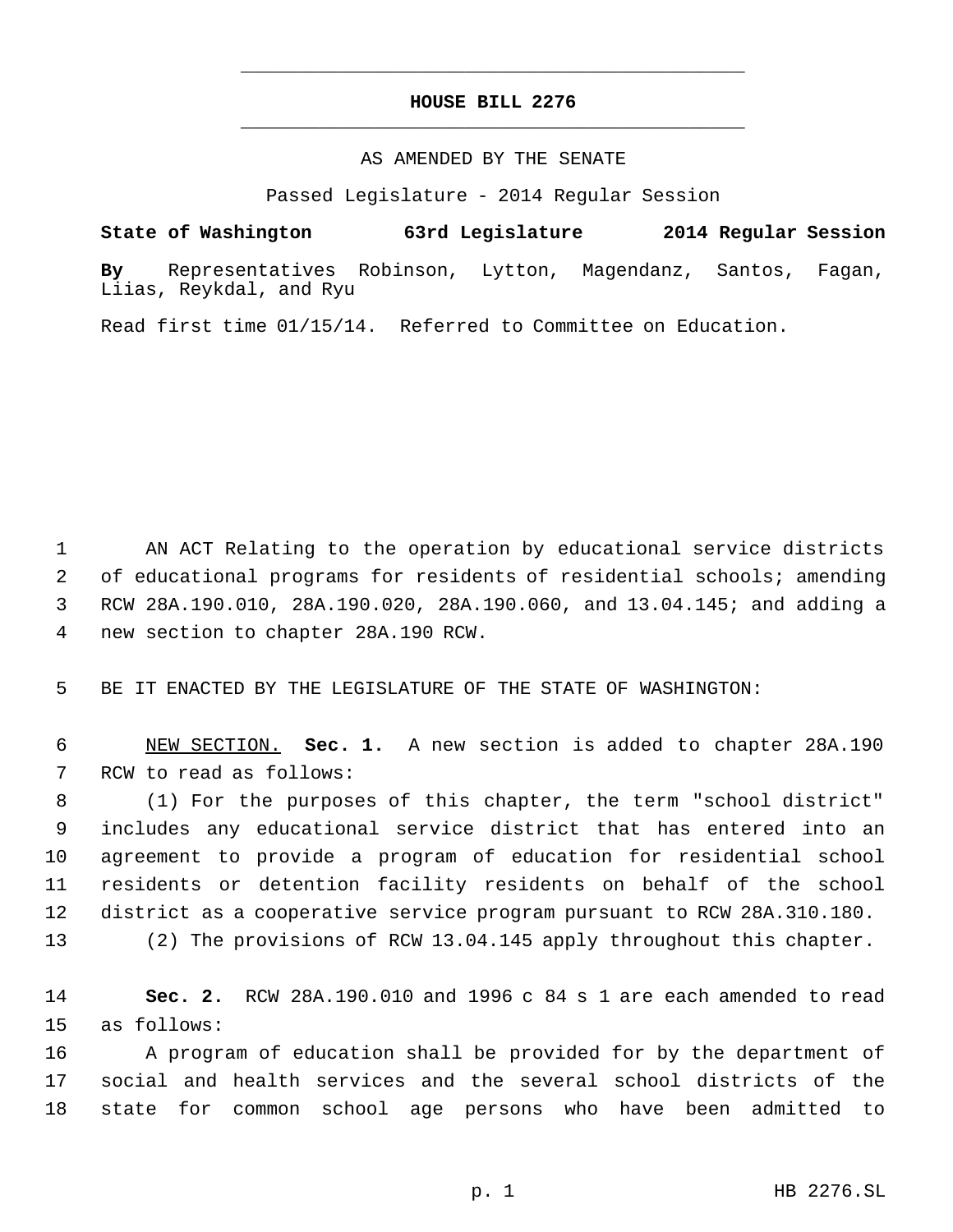# HOUSE BILL 2276

AS AMENDED BY THE SENATE

Passed Legislature - 2014 Regular Session

**State of Washington 63rd Legislature 2014 Regular Session**

**By** Representatives Robinson, Lytton, Magendanz, Santos, Fagan, Liias, Reykdal, and Ryu

Read first time 01/15/14. Referred to Committee on Education.

1 AN ACT Relating to the operation by educational service districts
2 of educational programs for residents of residential schools; amending
3 RCW 28A.190.010, 28A.190.020, 28A.190.060, and 13.04.145; and adding a
4 new section to chapter 28A.190 RCW.

5 BE IT ENACTED BY THE LEGISLATURE OF THE STATE OF WASHINGTON:

6 NEW SECTION. **Sec. 1.** A new section is added to chapter 28A.190
7 RCW to read as follows:
8 (1) For the purposes of this chapter, the term "school district"
9 includes any educational service district that has entered into an
10 agreement to provide a program of education for residential school
11 residents or detention facility residents on behalf of the school
12 district as a cooperative service program pursuant to RCW 28A.310.180.
13 (2) The provisions of RCW 13.04.145 apply throughout this chapter.

14 **Sec. 2.** RCW 28A.190.010 and 1996 c 84 s 1 are each amended to read
15 as follows:
16 A program of education shall be provided for by the department of
17 social and health services and the several school districts of the
18 state for common school age persons who have been admitted to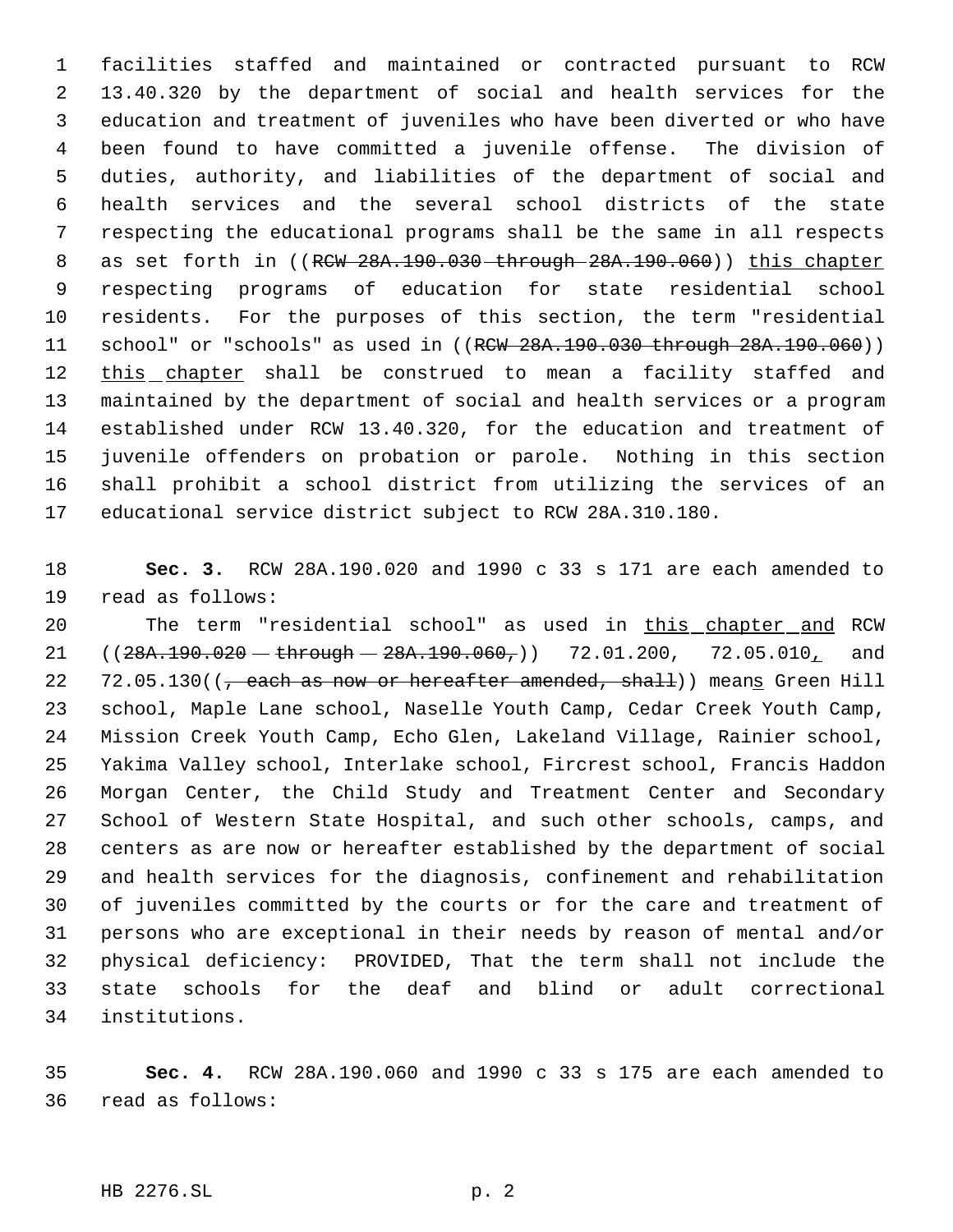facilities staffed and maintained or contracted pursuant to RCW 13.40.320 by the department of social and health services for the education and treatment of juveniles who have been diverted or who have been found to have committed a juvenile offense. The division of duties, authority, and liabilities of the department of social and health services and the several school districts of the state respecting the educational programs shall be the same in all respects as set forth in ((~~RCW 28A.190.030 through 28A.190.060~~)) <u>this chapter</u> respecting programs of education for state residential school residents. For the purposes of this section, the term "residential school" or "schools" as used in ((~~RCW 28A.190.030 through 28A.190.060~~)) <u>this chapter</u> shall be construed to mean a facility staffed and maintained by the department of social and health services or a program established under RCW 13.40.320, for the education and treatment of juvenile offenders on probation or parole. Nothing in this section shall prohibit a school district from utilizing the services of an educational service district subject to RCW 28A.310.180.

**Sec. 3.** RCW 28A.190.020 and 1990 c 33 s 171 are each amended to read as follows:

The term "residential school" as used in <u>this chapter and</u> RCW ((~~28A.190.020 through 28A.190.060,~~)) 72.01.200, 72.05.010<u>,</u> and 72.05.130((~~, each as now or hereafter amended, shall~~)) mean<u>s</u> Green Hill school, Maple Lane school, Naselle Youth Camp, Cedar Creek Youth Camp, Mission Creek Youth Camp, Echo Glen, Lakeland Village, Rainier school, Yakima Valley school, Interlake school, Fircrest school, Francis Haddon Morgan Center, the Child Study and Treatment Center and Secondary School of Western State Hospital, and such other schools, camps, and centers as are now or hereafter established by the department of social and health services for the diagnosis, confinement and rehabilitation of juveniles committed by the courts or for the care and treatment of persons who are exceptional in their needs by reason of mental and/or physical deficiency: PROVIDED, That the term shall not include the state schools for the deaf and blind or adult correctional institutions.

**Sec. 4.** RCW 28A.190.060 and 1990 c 33 s 175 are each amended to read as follows: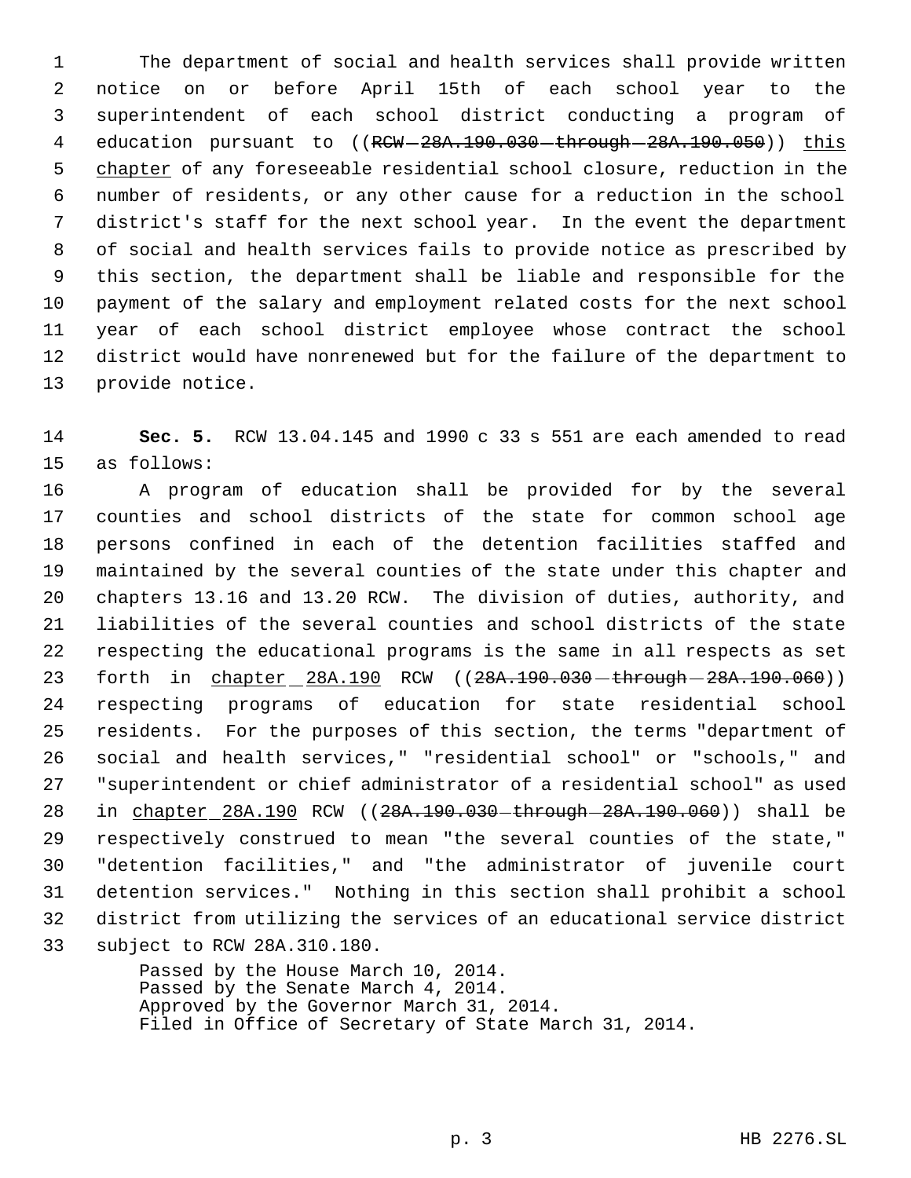The department of social and health services shall provide written notice on or before April 15th of each school year to the superintendent of each school district conducting a program of education pursuant to ((~~RCW 28A.190.030 through 28A.190.050~~)) <u>this chapter</u> of any foreseeable residential school closure, reduction in the number of residents, or any other cause for a reduction in the school district's staff for the next school year. In the event the department of social and health services fails to provide notice as prescribed by this section, the department shall be liable and responsible for the payment of the salary and employment related costs for the next school year of each school district employee whose contract the school district would have nonrenewed but for the failure of the department to provide notice.

**Sec. 5.** RCW 13.04.145 and 1990 c 33 s 551 are each amended to read as follows:

A program of education shall be provided for by the several counties and school districts of the state for common school age persons confined in each of the detention facilities staffed and maintained by the several counties of the state under this chapter and chapters 13.16 and 13.20 RCW. The division of duties, authority, and liabilities of the several counties and school districts of the state respecting the educational programs is the same in all respects as set forth in <u>chapter 28A.190</u> RCW ((~~28A.190.030 through 28A.190.060~~)) respecting programs of education for state residential school residents. For the purposes of this section, the terms "department of social and health services," "residential school" or "schools," and "superintendent or chief administrator of a residential school" as used in <u>chapter 28A.190</u> RCW ((~~28A.190.030 through 28A.190.060~~)) shall be respectively construed to mean "the several counties of the state," "detention facilities," and "the administrator of juvenile court detention services." Nothing in this section shall prohibit a school district from utilizing the services of an educational service district subject to RCW 28A.310.180.

Passed by the House March 10, 2014.
Passed by the Senate March 4, 2014.
Approved by the Governor March 31, 2014.
Filed in Office of Secretary of State March 31, 2014.